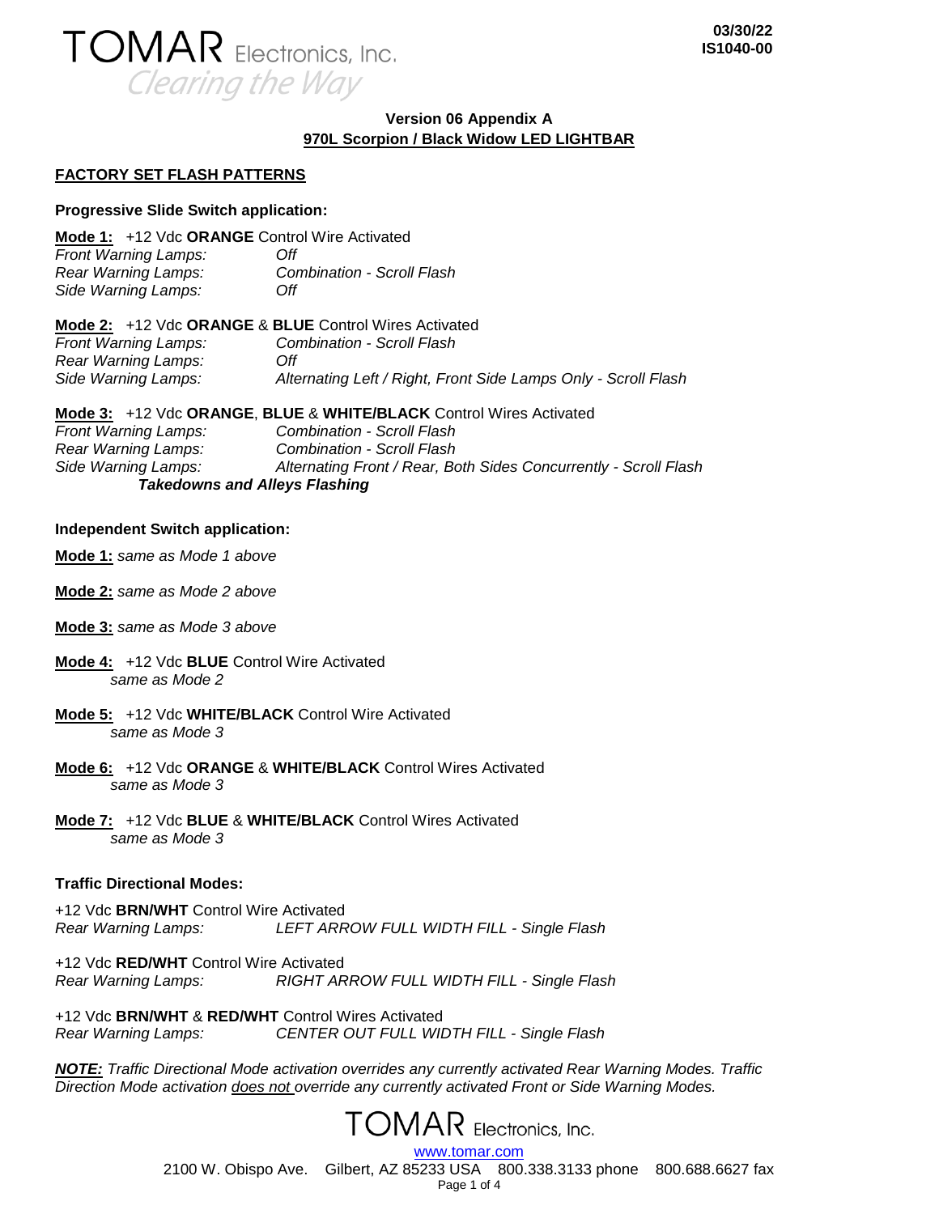# TOMAR Electronics, Inc.

*Clearing the Way*

**03/30/22**
**IS1040-00**

## Version 06 Appendix A
## 970L Scorpion / Black Widow LED LIGHTBAR

### FACTORY SET FLASH PATTERNS

**Progressive Slide Switch application:**

**Mode 1:** +12 Vdc **ORANGE** Control Wire Activated

| | |
|---|---|
| *Front Warning Lamps:* | *Off* |
| *Rear Warning Lamps:* | *Combination - Scroll Flash* |
| *Side Warning Lamps:* | *Off* |

**Mode 2:** +12 Vdc **ORANGE** & **BLUE** Control Wires Activated

| | |
|---|---|
| *Front Warning Lamps:* | *Combination - Scroll Flash* |
| *Rear Warning Lamps:* | *Off* |
| *Side Warning Lamps:* | *Alternating Left / Right, Front Side Lamps Only - Scroll Flash* |

**Mode 3:** +12 Vdc **ORANGE**, **BLUE** & **WHITE/BLACK** Control Wires Activated

| | |
|---|---|
| *Front Warning Lamps:* | *Combination - Scroll Flash* |
| *Rear Warning Lamps:* | *Combination - Scroll Flash* |
| *Side Warning Lamps:* | *Alternating Front / Rear, Both Sides Concurrently - Scroll Flash* |

***Takedowns and Alleys Flashing***

**Independent Switch application:**

**Mode 1:** *same as Mode 1 above*

**Mode 2:** *same as Mode 2 above*

**Mode 3:** *same as Mode 3 above*

**Mode 4:** +12 Vdc **BLUE** Control Wire Activated
*same as Mode 2*

**Mode 5:** +12 Vdc **WHITE/BLACK** Control Wire Activated
*same as Mode 3*

**Mode 6:** +12 Vdc **ORANGE** & **WHITE/BLACK** Control Wires Activated
*same as Mode 3*

**Mode 7:** +12 Vdc **BLUE** & **WHITE/BLACK** Control Wires Activated
*same as Mode 3*

**Traffic Directional Modes:**

+12 Vdc **BRN/WHT** Control Wire Activated
*Rear Warning Lamps:* *LEFT ARROW FULL WIDTH FILL - Single Flash*

+12 Vdc **RED/WHT** Control Wire Activated
*Rear Warning Lamps:* *RIGHT ARROW FULL WIDTH FILL - Single Flash*

+12 Vdc **BRN/WHT** & **RED/WHT** Control Wires Activated
*Rear Warning Lamps:* *CENTER OUT FULL WIDTH FILL - Single Flash*

***NOTE:*** *Traffic Directional Mode activation overrides any currently activated Rear Warning Modes. Traffic Direction Mode activation does not override any currently activated Front or Side Warning Modes.*

TOMAR Electronics, Inc.
www.tomar.com
2100 W. Obispo Ave. Gilbert, AZ 85233 USA 800.338.3133 phone 800.688.6627 fax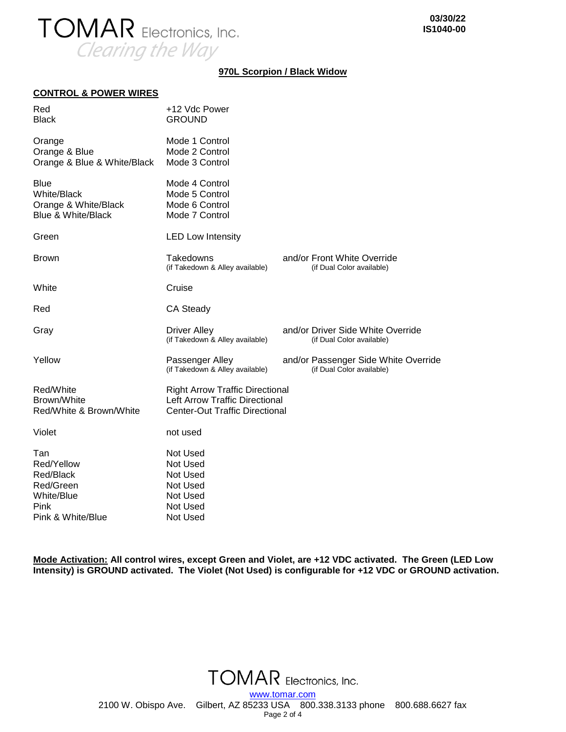03/30/22
IS1040-00

## 970L Scorpion / Black Widow

### CONTROL & POWER WIRES

| Wire | Function | |
|---|---|---|
| Red | +12 Vdc Power | |
| Black | GROUND | |
| Orange | Mode 1 Control | |
| Orange & Blue | Mode 2 Control | |
| Orange & Blue & White/Black | Mode 3 Control | |
| Blue | Mode 4 Control | |
| White/Black | Mode 5 Control | |
| Orange & White/Black | Mode 6 Control | |
| Blue & White/Black | Mode 7 Control | |
| Green | LED Low Intensity | |
| Brown | Takedowns (if Takedown & Alley available) | and/or Front White Override (if Dual Color available) |
| White | Cruise | |
| Red | CA Steady | |
| Gray | Driver Alley (if Takedown & Alley available) | and/or Driver Side White Override (if Dual Color available) |
| Yellow | Passenger Alley (if Takedown & Alley available) | and/or Passenger Side White Override (if Dual Color available) |
| Red/White | Right Arrow Traffic Directional | |
| Brown/White | Left Arrow Traffic Directional | |
| Red/White & Brown/White | Center-Out Traffic Directional | |
| Violet | not used | |
| Tan | Not Used | |
| Red/Yellow | Not Used | |
| Red/Black | Not Used | |
| Red/Green | Not Used | |
| White/Blue | Not Used | |
| Pink | Not Used | |
| Pink & White/Blue | Not Used | |

**Mode Activation: All control wires, except Green and Violet, are +12 VDC activated. The Green (LED Low Intensity) is GROUND activated. The Violet (Not Used) is configurable for +12 VDC or GROUND activation.**

TOMAR Electronics, Inc.
www.tomar.com
2100 W. Obispo Ave. Gilbert, AZ 85233 USA 800.338.3133 phone 800.688.6627 fax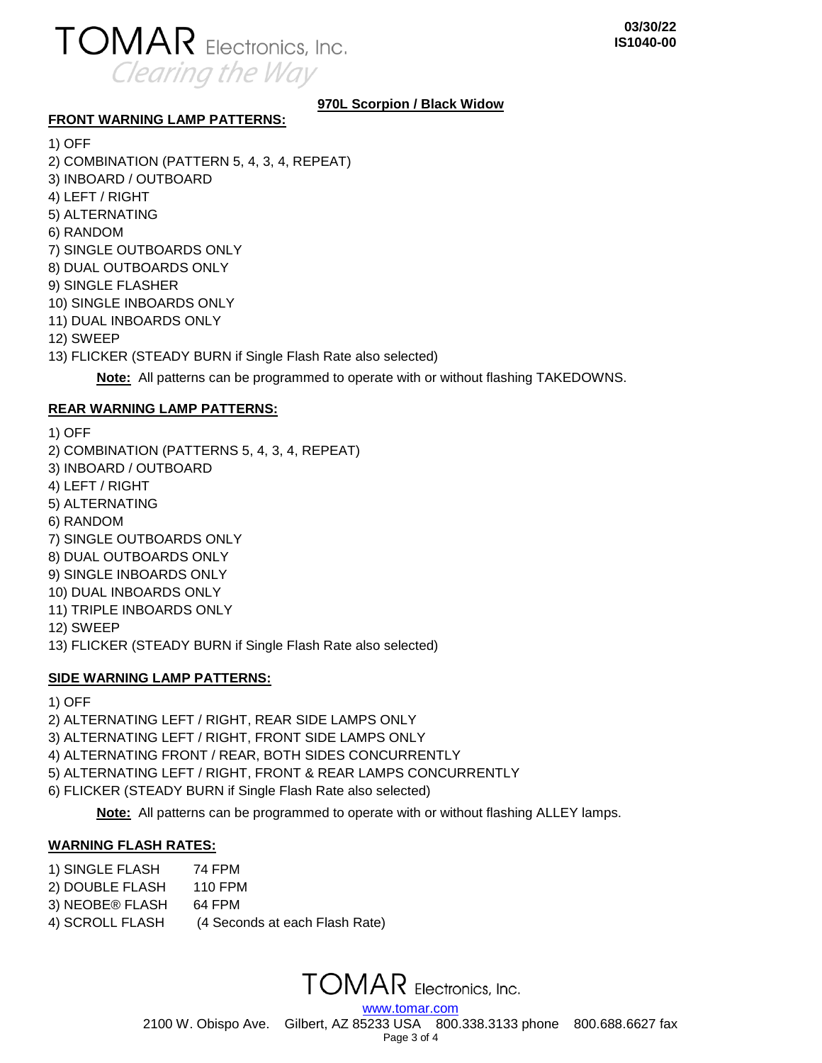# 970L Scorpion / Black Widow

## FRONT WARNING LAMP PATTERNS:

1) OFF
2) COMBINATION (PATTERN 5, 4, 3, 4, REPEAT)
3) INBOARD / OUTBOARD
4) LEFT / RIGHT
5) ALTERNATING
6) RANDOM
7) SINGLE OUTBOARDS ONLY
8) DUAL OUTBOARDS ONLY
9) SINGLE FLASHER
10) SINGLE INBOARDS ONLY
11) DUAL INBOARDS ONLY
12) SWEEP
13) FLICKER (STEADY BURN if Single Flash Rate also selected)

**Note:** All patterns can be programmed to operate with or without flashing TAKEDOWNS.

## REAR WARNING LAMP PATTERNS:

1) OFF
2) COMBINATION (PATTERNS 5, 4, 3, 4, REPEAT)
3) INBOARD / OUTBOARD
4) LEFT / RIGHT
5) ALTERNATING
6) RANDOM
7) SINGLE OUTBOARDS ONLY
8) DUAL OUTBOARDS ONLY
9) SINGLE INBOARDS ONLY
10) DUAL INBOARDS ONLY
11) TRIPLE INBOARDS ONLY
12) SWEEP
13) FLICKER (STEADY BURN if Single Flash Rate also selected)

## SIDE WARNING LAMP PATTERNS:

1) OFF
2) ALTERNATING LEFT / RIGHT, REAR SIDE LAMPS ONLY
3) ALTERNATING LEFT / RIGHT, FRONT SIDE LAMPS ONLY
4) ALTERNATING FRONT / REAR, BOTH SIDES CONCURRENTLY
5) ALTERNATING LEFT / RIGHT, FRONT & REAR LAMPS CONCURRENTLY
6) FLICKER (STEADY BURN if Single Flash Rate also selected)

**Note:** All patterns can be programmed to operate with or without flashing ALLEY lamps.

## WARNING FLASH RATES:

1) SINGLE FLASH 74 FPM
2) DOUBLE FLASH 110 FPM
3) NEOBE® FLASH 64 FPM
4) SCROLL FLASH (4 Seconds at each Flash Rate)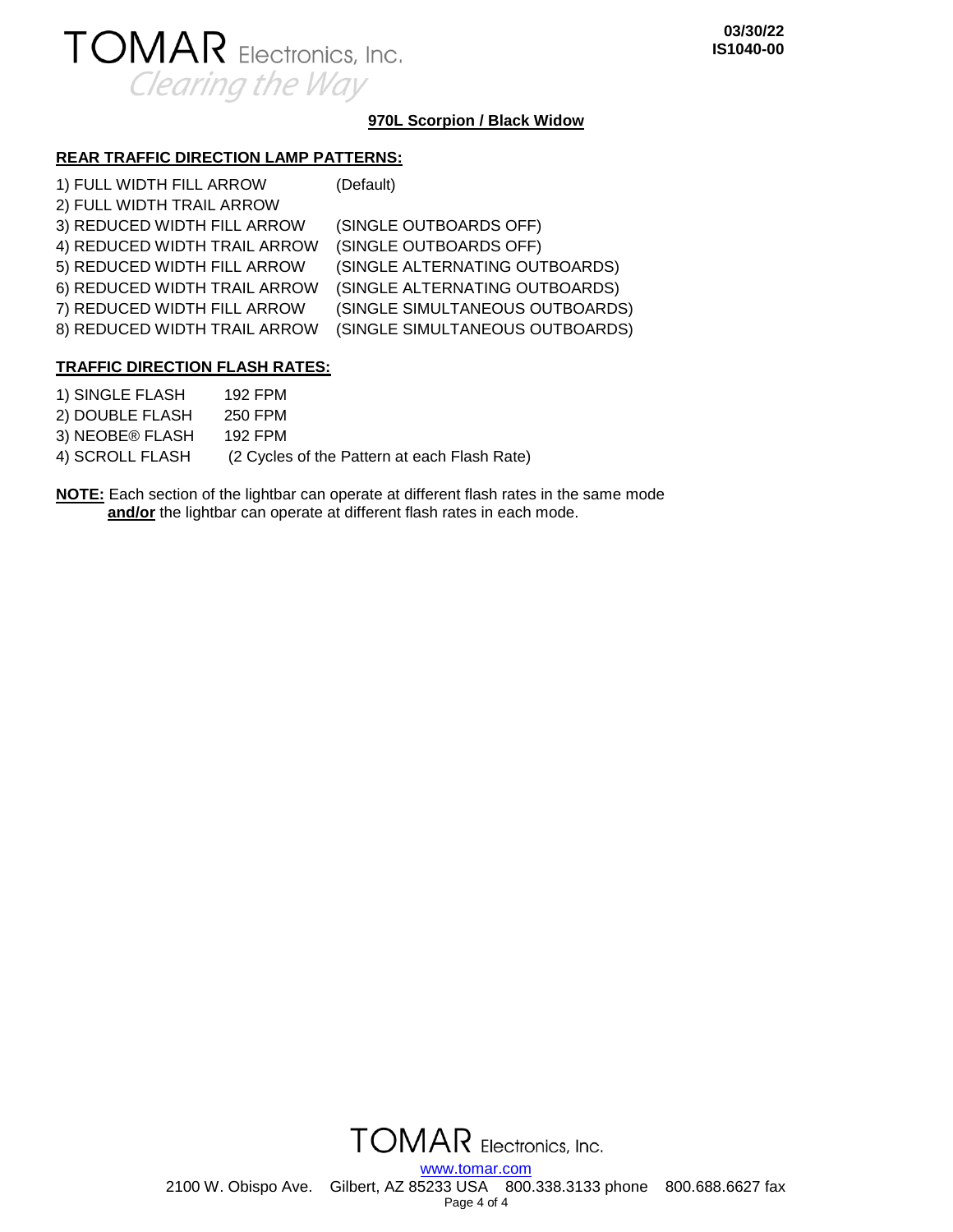## 970L Scorpion / Black Widow

### REAR TRAFFIC DIRECTION LAMP PATTERNS:

| | |
|---|---|
| 1) FULL WIDTH FILL ARROW | (Default) |
| 2) FULL WIDTH TRAIL ARROW | |
| 3) REDUCED WIDTH FILL ARROW | (SINGLE OUTBOARDS OFF) |
| 4) REDUCED WIDTH TRAIL ARROW | (SINGLE OUTBOARDS OFF) |
| 5) REDUCED WIDTH FILL ARROW | (SINGLE ALTERNATING OUTBOARDS) |
| 6) REDUCED WIDTH TRAIL ARROW | (SINGLE ALTERNATING OUTBOARDS) |
| 7) REDUCED WIDTH FILL ARROW | (SINGLE SIMULTANEOUS OUTBOARDS) |
| 8) REDUCED WIDTH TRAIL ARROW | (SINGLE SIMULTANEOUS OUTBOARDS) |

### TRAFFIC DIRECTION FLASH RATES:

| | |
|---|---|
| 1) SINGLE FLASH | 192 FPM |
| 2) DOUBLE FLASH | 250 FPM |
| 3) NEOBE® FLASH | 192 FPM |
| 4) SCROLL FLASH | (2 Cycles of the Pattern at each Flash Rate) |

**NOTE:** Each section of the lightbar can operate at different flash rates in the same mode **and/or** the lightbar can operate at different flash rates in each mode.

TOMAR Electronics, Inc.
www.tomar.com
2100 W. Obispo Ave. Gilbert, AZ 85233 USA 800.338.3133 phone 800.688.6627 fax